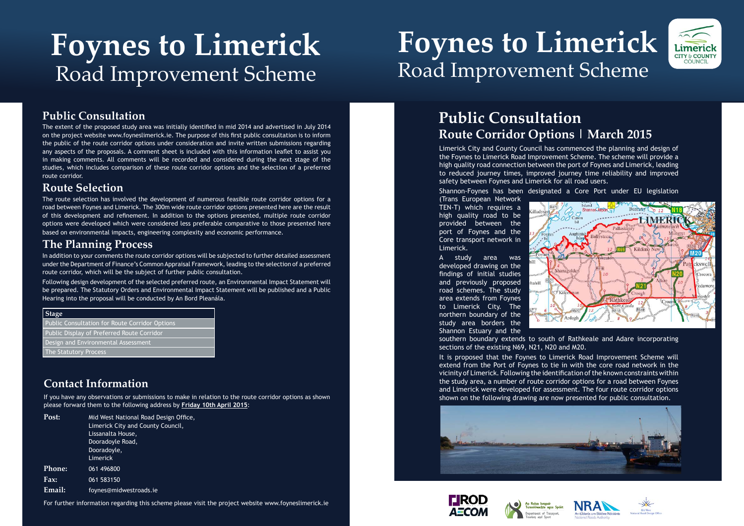# Foynes to Limerick
Road Improvement Scheme

## Public Consultation

The extent of the proposed study area was initially identified in mid 2014 and advertised in July 2014 on the project website www.foyneslimerick.ie. The purpose of this first public consultation is to inform the public of the route corridor options under consideration and invite written submissions regarding any aspects of the proposals. A comment sheet is included with this information leaflet to assist you in making comments. All comments will be recorded and considered during the next stage of the studies, which includes comparison of these route corridor options and the selection of a preferred route corridor.

## Route Selection

The route selection has involved the development of numerous feasible route corridor options for a road between Foynes and Limerick. The 300m wide route corridor options presented here are the result of this development and refinement. In addition to the options presented, multiple route corridor options were developed which were considered less preferable comparative to those presented here based on environmental impacts, engineering complexity and economic performance.

## The Planning Process

In addition to your comments the route corridor options will be subjected to further detailed assessment under the Department of Finance's Common Appraisal Framework, leading to the selection of a preferred route corridor, which will be the subject of further public consultation.

Following design development of the selected preferred route, an Environmental Impact Statement will be prepared. The Statutory Orders and Environmental Impact Statement will be published and a Public Hearing into the proposal will be conducted by An Bord Pleanála.

| Stage |
|---|
| Public Consultation for Route Corridor Options |
| Public Display of Preferred Route Corridor |
| Design and Environmental Assessment |
| The Statutory Process |

## Contact Information

If you have any observations or submissions to make in relation to the route corridor options as shown please forward them to the following address by **Friday 10th April 2015**:

**Post:** Mid West National Road Design Office,
Limerick City and County Council,
Lissanalta House,
Dooradoyle Road,
Dooradoyle,
Limerick

**Phone:** 061 496800

**Fax:** 061 583150

**Email:** foynes@midwestroads.ie

For further information regarding this scheme please visit the project website www.foyneslimerick.ie

# Foynes to Limerick
Road Improvement Scheme

## Public Consultation
### Route Corridor Options | March 2015

Limerick City and County Council has commenced the planning and design of the Foynes to Limerick Road Improvement Scheme. The scheme will provide a high quality road connection between the port of Foynes and Limerick, leading to reduced journey times, improved journey time reliability and improved safety between Foynes and Limerick for all road users.

Shannon-Foynes has been designated a Core Port under EU legislation (Trans European Network TEN-T) which requires a high quality road to be provided between the port of Foynes and the Core transport network in Limerick.

A study area was developed drawing on the findings of initial studies and previously proposed road schemes. The study area extends from Foynes to Limerick City. The northern boundary of the study area borders the Shannon Estuary and the southern boundary extends to south of Rathkeale and Adare incorporating sections of the existing N69, N21, N20 and M20.

It is proposed that the Foynes to Limerick Road Improvement Scheme will extend from the Port of Foynes to tie in with the core road network in the vicinity of Limerick. Following the identification of the known constraints within the study area, a number of route corridor options for a road between Foynes and Limerick were developed for assessment. The four route corridor options shown on the following drawing are now presented for public consultation.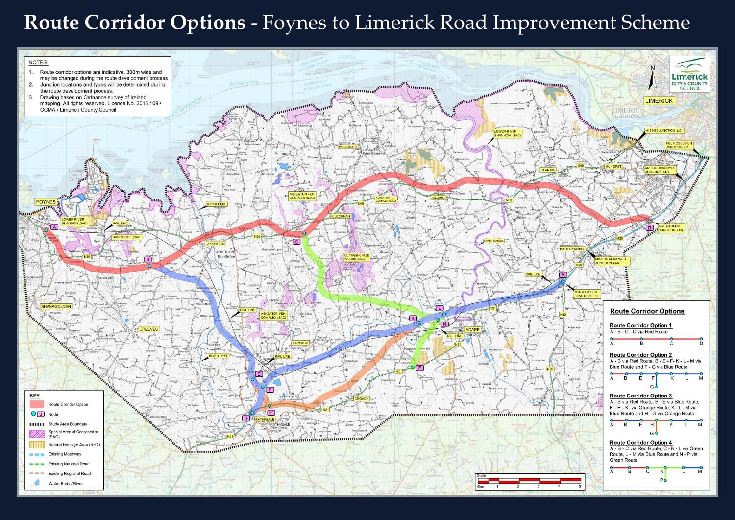# Route Corridor Options - Foynes to Limerick Road Improvement Scheme

NOTES:

1. Route corridor options are indicative, 300m wide and may be changed during the route development process
2. Junction locations and types will be determined during the route development process.
3. Drawing based on Ordnance survey of Ireland mapping. All rights reserved. Licence No. 2015 / 09 / CCMA / Limerick County Council.

KEY

- Route Corridor Option
- Node
- Study Area Boundary
- Special Area of Conservation (SAC)
- Natural Heritage Area (NHA)
- Existing Motorway
- Existing National Road
- Existing Regional Road
- Water Body / River

## Route Corridor Options

**Route Corridor Option 1**
A - B - C - D via Red Route

**Route Corridor Option 2**
A - B via Red Route, B - E - F - K - L - M via Blue Route and F - G via Blue Route

**Route Corridor Option 3**
A - B via Red Route, B - E via Blue Route, E - H - K via Orange Route, K - L - M via Blue Route and H - G via Orange Route

**Route Corridor Option 4**
A - B - C via Red Route, C - N - L via Green Route, L - M via Blue Route and N - P via Green Route

Scale
0km 1 2 3 4 5

FOYNES
LIMERICK
ADARE
RATHKEALE
ASKEATON
SHANAGOLDEN
CREEVES
KILCORNAN
PATRICKSWELL
MUNGRET
CLARINA
CAPPAGH
CROAGH
PALLASKERY
KILDIMO
LOWER RIVER SHANNON (SAC)
BARRIGONE (SAC)
ASKEATON FEN COMPLEX (SAC)
CURRAGHCHASE WOODS (SAC)
RIVER DEEL
RIVER MAIGUE
RAIL LINE
N69
N21
N20
M20
N18 N69 JUNCTION (J2)
M20 ROSSBRIEN JUNCTION (J1)
M20 DOORADOYLE JUNCTION (J2)
M20 RAHEEN JUNCTION (J3)
M20 PATRICKSWELL JUNCTION (J4)
M20 ATTYFLIN JUNCTION (J5)

Limerick CITY & COUNTY COUNCIL